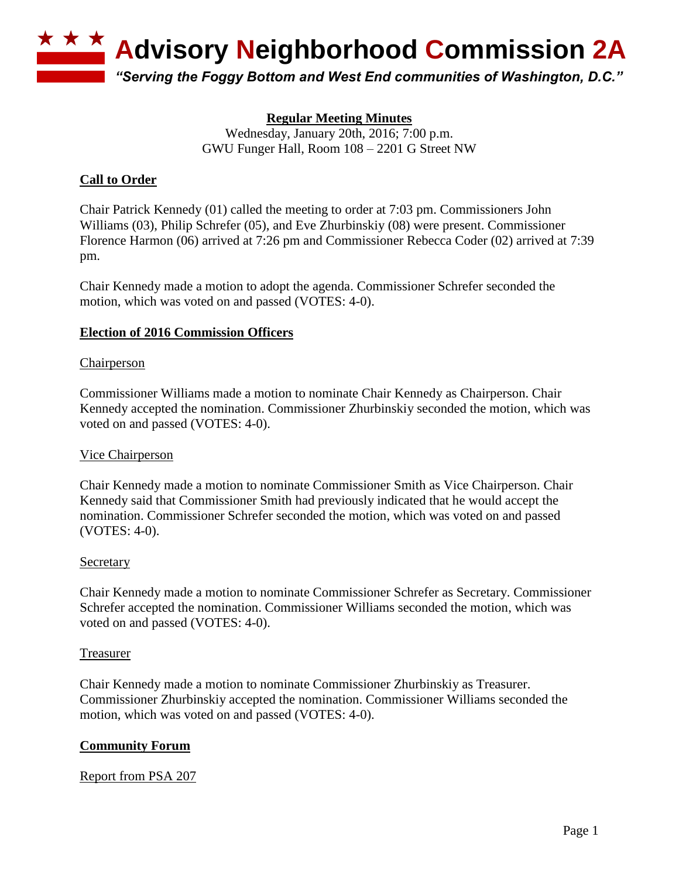# Advisory Neighborhood Commission 2A

*"Serving the Foggy Bottom and West End communities of Washington, D.C."*

**Regular Meeting Minutes**

Wednesday, January 20th, 2016; 7:00 p.m.
GWU Funger Hall, Room 108 – 2201 G Street NW

## Call to Order

Chair Patrick Kennedy (01) called the meeting to order at 7:03 pm. Commissioners John Williams (03), Philip Schrefer (05), and Eve Zhurbinskiy (08) were present. Commissioner Florence Harmon (06) arrived at 7:26 pm and Commissioner Rebecca Coder (02) arrived at 7:39 pm.

Chair Kennedy made a motion to adopt the agenda. Commissioner Schrefer seconded the motion, which was voted on and passed (VOTES: 4-0).

## Election of 2016 Commission Officers

### Chairperson

Commissioner Williams made a motion to nominate Chair Kennedy as Chairperson. Chair Kennedy accepted the nomination. Commissioner Zhurbinskiy seconded the motion, which was voted on and passed (VOTES: 4-0).

### Vice Chairperson

Chair Kennedy made a motion to nominate Commissioner Smith as Vice Chairperson. Chair Kennedy said that Commissioner Smith had previously indicated that he would accept the nomination. Commissioner Schrefer seconded the motion, which was voted on and passed (VOTES: 4-0).

### Secretary

Chair Kennedy made a motion to nominate Commissioner Schrefer as Secretary. Commissioner Schrefer accepted the nomination. Commissioner Williams seconded the motion, which was voted on and passed (VOTES: 4-0).

### Treasurer

Chair Kennedy made a motion to nominate Commissioner Zhurbinskiy as Treasurer. Commissioner Zhurbinskiy accepted the nomination. Commissioner Williams seconded the motion, which was voted on and passed (VOTES: 4-0).

## Community Forum

### Report from PSA 207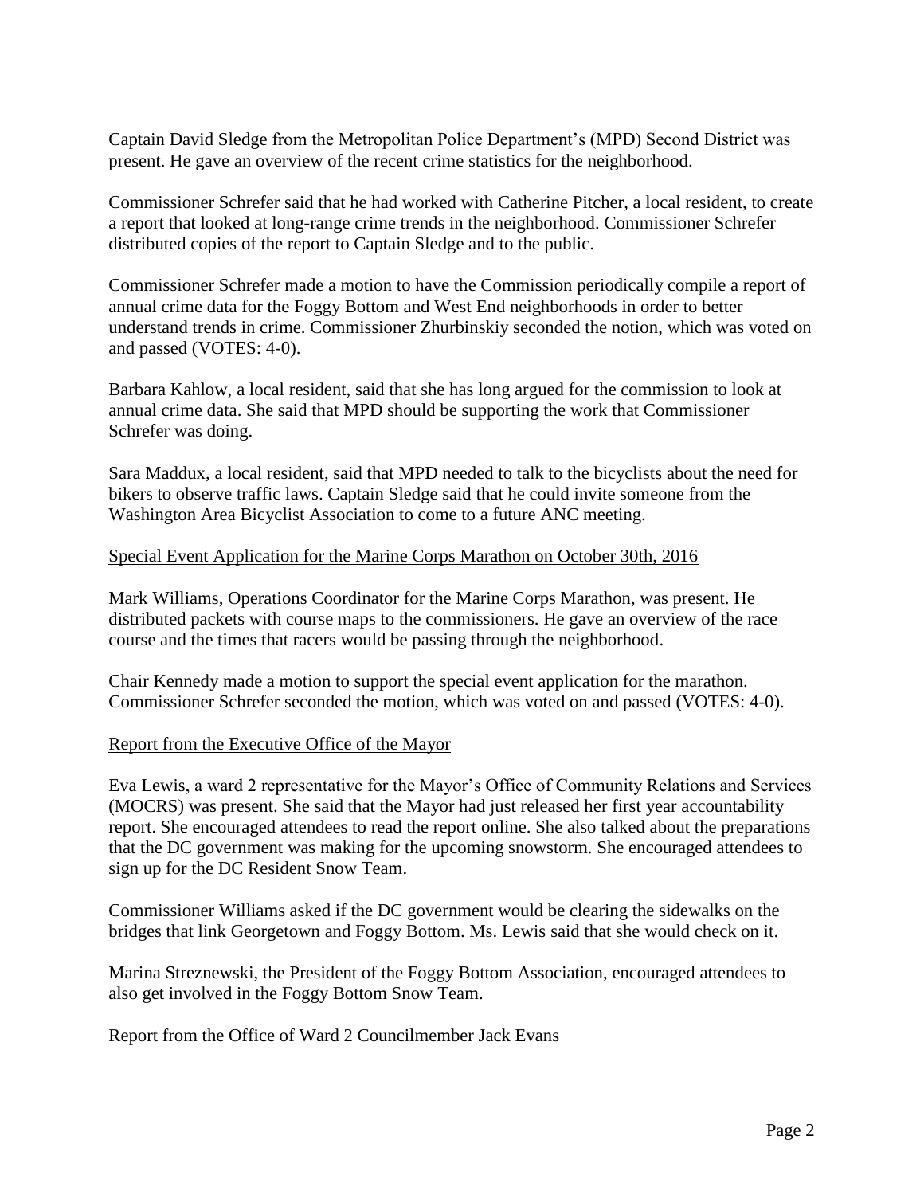Captain David Sledge from the Metropolitan Police Department's (MPD) Second District was present. He gave an overview of the recent crime statistics for the neighborhood.

Commissioner Schrefer said that he had worked with Catherine Pitcher, a local resident, to create a report that looked at long-range crime trends in the neighborhood. Commissioner Schrefer distributed copies of the report to Captain Sledge and to the public.

Commissioner Schrefer made a motion to have the Commission periodically compile a report of annual crime data for the Foggy Bottom and West End neighborhoods in order to better understand trends in crime. Commissioner Zhurbinskiy seconded the notion, which was voted on and passed (VOTES: 4-0).

Barbara Kahlow, a local resident, said that she has long argued for the commission to look at annual crime data. She said that MPD should be supporting the work that Commissioner Schrefer was doing.

Sara Maddux, a local resident, said that MPD needed to talk to the bicyclists about the need for bikers to observe traffic laws. Captain Sledge said that he could invite someone from the Washington Area Bicyclist Association to come to a future ANC meeting.

<u>Special Event Application for the Marine Corps Marathon on October 30th, 2016</u>

Mark Williams, Operations Coordinator for the Marine Corps Marathon, was present. He distributed packets with course maps to the commissioners. He gave an overview of the race course and the times that racers would be passing through the neighborhood.

Chair Kennedy made a motion to support the special event application for the marathon. Commissioner Schrefer seconded the motion, which was voted on and passed (VOTES: 4-0).

<u>Report from the Executive Office of the Mayor</u>

Eva Lewis, a ward 2 representative for the Mayor's Office of Community Relations and Services (MOCRS) was present. She said that the Mayor had just released her first year accountability report. She encouraged attendees to read the report online. She also talked about the preparations that the DC government was making for the upcoming snowstorm. She encouraged attendees to sign up for the DC Resident Snow Team.

Commissioner Williams asked if the DC government would be clearing the sidewalks on the bridges that link Georgetown and Foggy Bottom. Ms. Lewis said that she would check on it.

Marina Streznewski, the President of the Foggy Bottom Association, encouraged attendees to also get involved in the Foggy Bottom Snow Team.

<u>Report from the Office of Ward 2 Councilmember Jack Evans</u>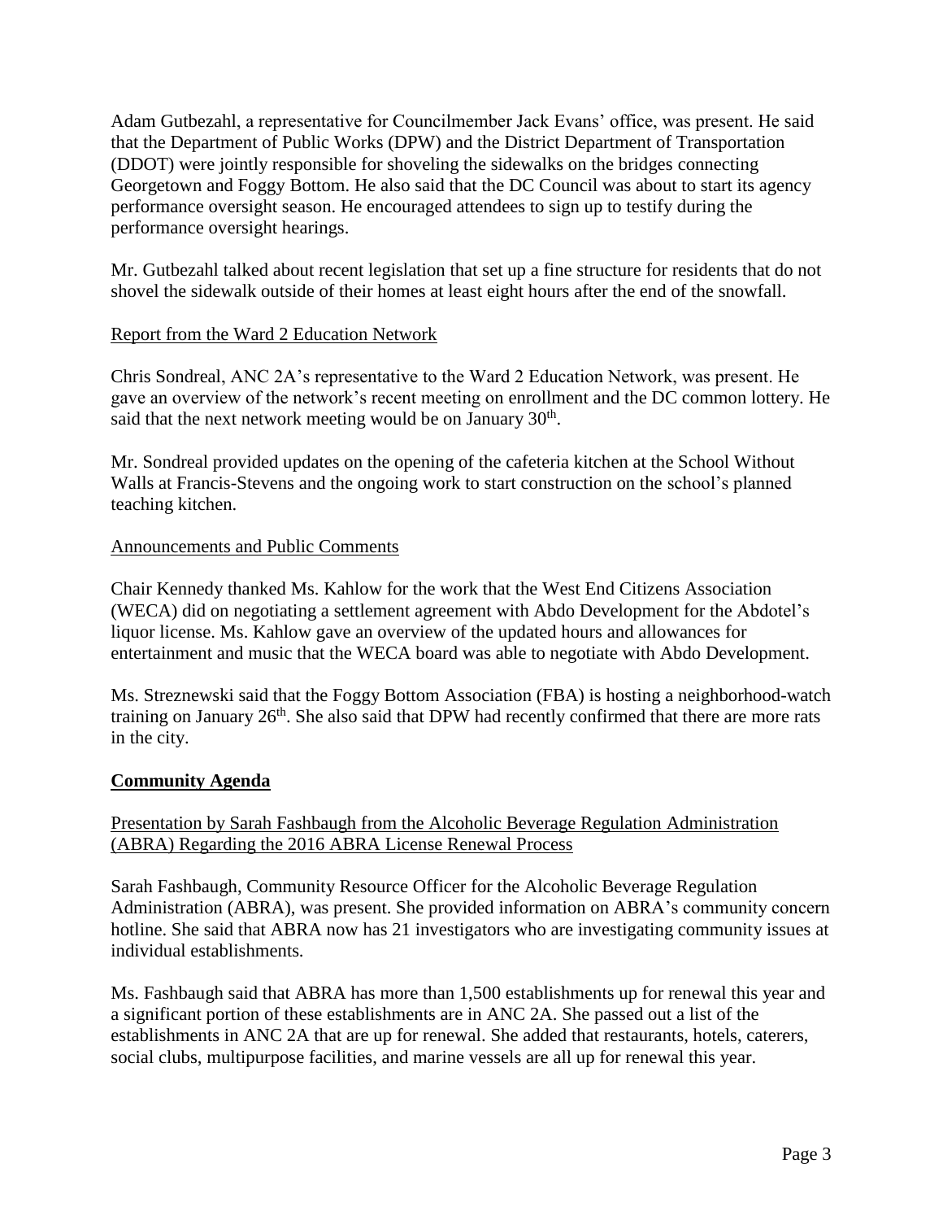Adam Gutbezahl, a representative for Councilmember Jack Evans' office, was present. He said that the Department of Public Works (DPW) and the District Department of Transportation (DDOT) were jointly responsible for shoveling the sidewalks on the bridges connecting Georgetown and Foggy Bottom. He also said that the DC Council was about to start its agency performance oversight season. He encouraged attendees to sign up to testify during the performance oversight hearings.

Mr. Gutbezahl talked about recent legislation that set up a fine structure for residents that do not shovel the sidewalk outside of their homes at least eight hours after the end of the snowfall.

Report from the Ward 2 Education Network

Chris Sondreal, ANC 2A's representative to the Ward 2 Education Network, was present. He gave an overview of the network's recent meeting on enrollment and the DC common lottery. He said that the next network meeting would be on January 30th.

Mr. Sondreal provided updates on the opening of the cafeteria kitchen at the School Without Walls at Francis-Stevens and the ongoing work to start construction on the school's planned teaching kitchen.

Announcements and Public Comments

Chair Kennedy thanked Ms. Kahlow for the work that the West End Citizens Association (WECA) did on negotiating a settlement agreement with Abdo Development for the Abdotel's liquor license. Ms. Kahlow gave an overview of the updated hours and allowances for entertainment and music that the WECA board was able to negotiate with Abdo Development.

Ms. Streznewski said that the Foggy Bottom Association (FBA) is hosting a neighborhood-watch training on January 26th. She also said that DPW had recently confirmed that there are more rats in the city.

## Community Agenda

Presentation by Sarah Fashbaugh from the Alcoholic Beverage Regulation Administration (ABRA) Regarding the 2016 ABRA License Renewal Process

Sarah Fashbaugh, Community Resource Officer for the Alcoholic Beverage Regulation Administration (ABRA), was present. She provided information on ABRA's community concern hotline. She said that ABRA now has 21 investigators who are investigating community issues at individual establishments.

Ms. Fashbaugh said that ABRA has more than 1,500 establishments up for renewal this year and a significant portion of these establishments are in ANC 2A. She passed out a list of the establishments in ANC 2A that are up for renewal. She added that restaurants, hotels, caterers, social clubs, multipurpose facilities, and marine vessels are all up for renewal this year.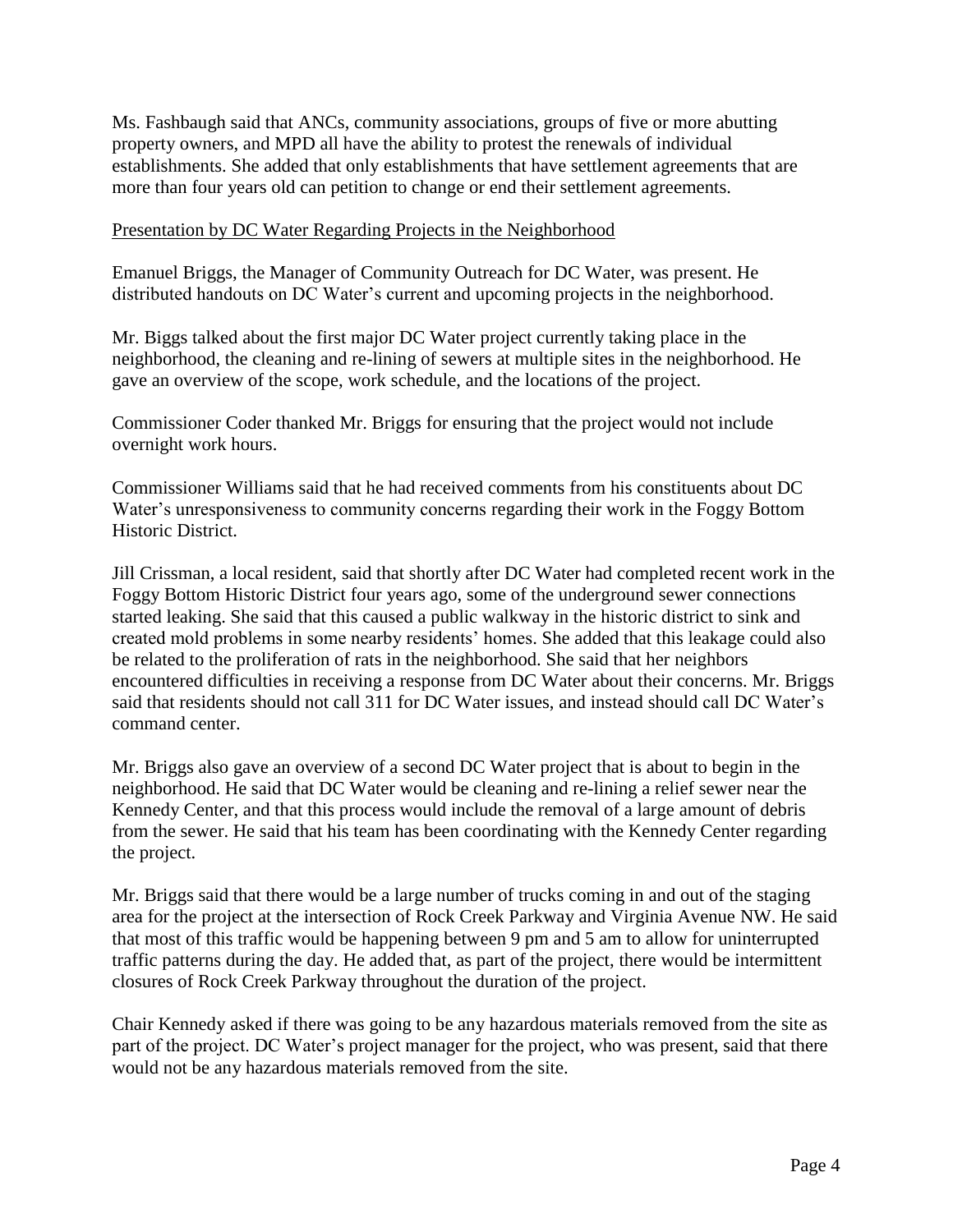Ms. Fashbaugh said that ANCs, community associations, groups of five or more abutting property owners, and MPD all have the ability to protest the renewals of individual establishments. She added that only establishments that have settlement agreements that are more than four years old can petition to change or end their settlement agreements.

Presentation by DC Water Regarding Projects in the Neighborhood

Emanuel Briggs, the Manager of Community Outreach for DC Water, was present. He distributed handouts on DC Water's current and upcoming projects in the neighborhood.

Mr. Biggs talked about the first major DC Water project currently taking place in the neighborhood, the cleaning and re-lining of sewers at multiple sites in the neighborhood. He gave an overview of the scope, work schedule, and the locations of the project.

Commissioner Coder thanked Mr. Briggs for ensuring that the project would not include overnight work hours.

Commissioner Williams said that he had received comments from his constituents about DC Water's unresponsiveness to community concerns regarding their work in the Foggy Bottom Historic District.

Jill Crissman, a local resident, said that shortly after DC Water had completed recent work in the Foggy Bottom Historic District four years ago, some of the underground sewer connections started leaking. She said that this caused a public walkway in the historic district to sink and created mold problems in some nearby residents' homes. She added that this leakage could also be related to the proliferation of rats in the neighborhood. She said that her neighbors encountered difficulties in receiving a response from DC Water about their concerns. Mr. Briggs said that residents should not call 311 for DC Water issues, and instead should call DC Water's command center.

Mr. Briggs also gave an overview of a second DC Water project that is about to begin in the neighborhood. He said that DC Water would be cleaning and re-lining a relief sewer near the Kennedy Center, and that this process would include the removal of a large amount of debris from the sewer. He said that his team has been coordinating with the Kennedy Center regarding the project.

Mr. Briggs said that there would be a large number of trucks coming in and out of the staging area for the project at the intersection of Rock Creek Parkway and Virginia Avenue NW. He said that most of this traffic would be happening between 9 pm and 5 am to allow for uninterrupted traffic patterns during the day. He added that, as part of the project, there would be intermittent closures of Rock Creek Parkway throughout the duration of the project.

Chair Kennedy asked if there was going to be any hazardous materials removed from the site as part of the project. DC Water's project manager for the project, who was present, said that there would not be any hazardous materials removed from the site.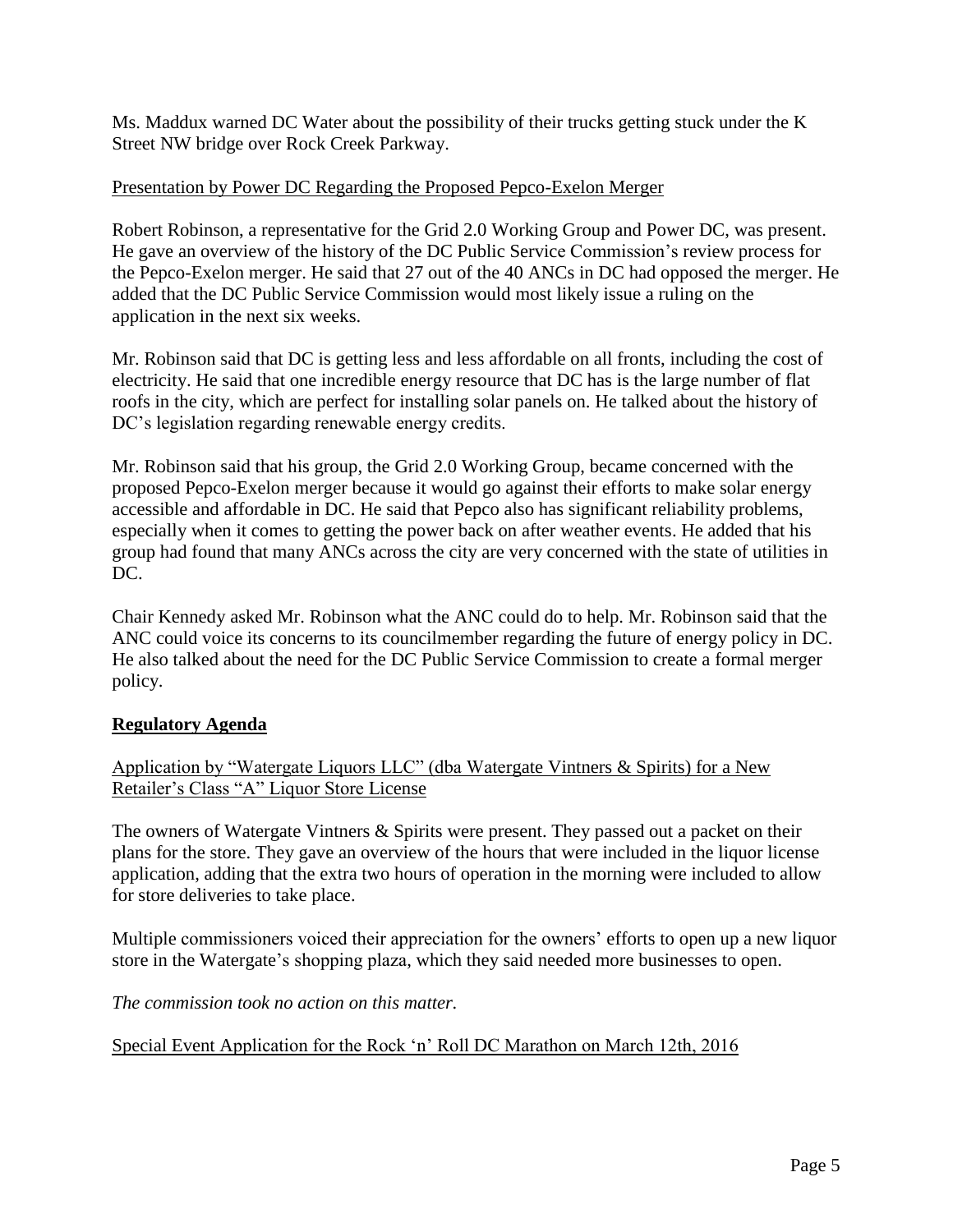Ms. Maddux warned DC Water about the possibility of their trucks getting stuck under the K Street NW bridge over Rock Creek Parkway.

Presentation by Power DC Regarding the Proposed Pepco-Exelon Merger

Robert Robinson, a representative for the Grid 2.0 Working Group and Power DC, was present. He gave an overview of the history of the DC Public Service Commission's review process for the Pepco-Exelon merger. He said that 27 out of the 40 ANCs in DC had opposed the merger. He added that the DC Public Service Commission would most likely issue a ruling on the application in the next six weeks.

Mr. Robinson said that DC is getting less and less affordable on all fronts, including the cost of electricity. He said that one incredible energy resource that DC has is the large number of flat roofs in the city, which are perfect for installing solar panels on. He talked about the history of DC's legislation regarding renewable energy credits.

Mr. Robinson said that his group, the Grid 2.0 Working Group, became concerned with the proposed Pepco-Exelon merger because it would go against their efforts to make solar energy accessible and affordable in DC. He said that Pepco also has significant reliability problems, especially when it comes to getting the power back on after weather events. He added that his group had found that many ANCs across the city are very concerned with the state of utilities in DC.

Chair Kennedy asked Mr. Robinson what the ANC could do to help. Mr. Robinson said that the ANC could voice its concerns to its councilmember regarding the future of energy policy in DC. He also talked about the need for the DC Public Service Commission to create a formal merger policy.

## Regulatory Agenda

Application by "Watergate Liquors LLC" (dba Watergate Vintners & Spirits) for a New Retailer's Class "A" Liquor Store License

The owners of Watergate Vintners & Spirits were present. They passed out a packet on their plans for the store. They gave an overview of the hours that were included in the liquor license application, adding that the extra two hours of operation in the morning were included to allow for store deliveries to take place.

Multiple commissioners voiced their appreciation for the owners' efforts to open up a new liquor store in the Watergate's shopping plaza, which they said needed more businesses to open.

*The commission took no action on this matter.*

Special Event Application for the Rock 'n' Roll DC Marathon on March 12th, 2016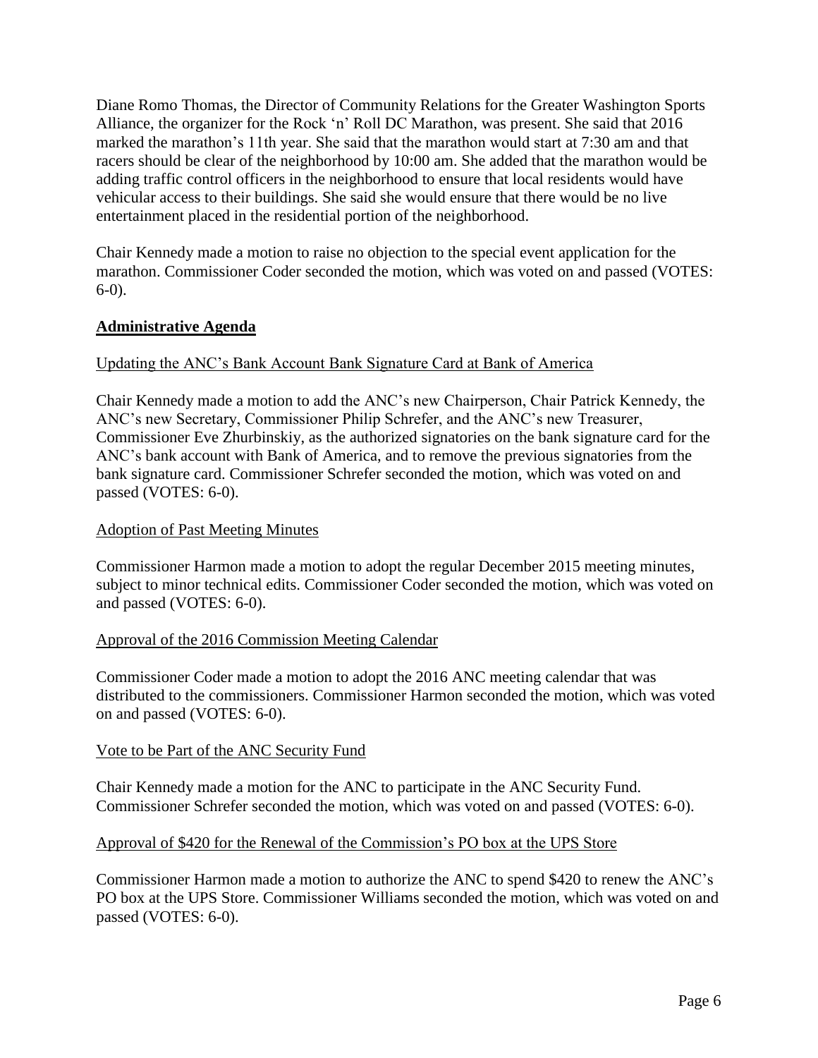Diane Romo Thomas, the Director of Community Relations for the Greater Washington Sports Alliance, the organizer for the Rock 'n' Roll DC Marathon, was present. She said that 2016 marked the marathon's 11th year. She said that the marathon would start at 7:30 am and that racers should be clear of the neighborhood by 10:00 am. She added that the marathon would be adding traffic control officers in the neighborhood to ensure that local residents would have vehicular access to their buildings. She said she would ensure that there would be no live entertainment placed in the residential portion of the neighborhood.

Chair Kennedy made a motion to raise no objection to the special event application for the marathon. Commissioner Coder seconded the motion, which was voted on and passed (VOTES: 6-0).

## Administrative Agenda

Updating the ANC's Bank Account Bank Signature Card at Bank of America

Chair Kennedy made a motion to add the ANC's new Chairperson, Chair Patrick Kennedy, the ANC's new Secretary, Commissioner Philip Schrefer, and the ANC's new Treasurer, Commissioner Eve Zhurbinskiy, as the authorized signatories on the bank signature card for the ANC's bank account with Bank of America, and to remove the previous signatories from the bank signature card. Commissioner Schrefer seconded the motion, which was voted on and passed (VOTES: 6-0).

Adoption of Past Meeting Minutes

Commissioner Harmon made a motion to adopt the regular December 2015 meeting minutes, subject to minor technical edits. Commissioner Coder seconded the motion, which was voted on and passed (VOTES: 6-0).

Approval of the 2016 Commission Meeting Calendar

Commissioner Coder made a motion to adopt the 2016 ANC meeting calendar that was distributed to the commissioners. Commissioner Harmon seconded the motion, which was voted on and passed (VOTES: 6-0).

Vote to be Part of the ANC Security Fund

Chair Kennedy made a motion for the ANC to participate in the ANC Security Fund. Commissioner Schrefer seconded the motion, which was voted on and passed (VOTES: 6-0).

Approval of $420 for the Renewal of the Commission's PO box at the UPS Store

Commissioner Harmon made a motion to authorize the ANC to spend $420 to renew the ANC's PO box at the UPS Store. Commissioner Williams seconded the motion, which was voted on and passed (VOTES: 6-0).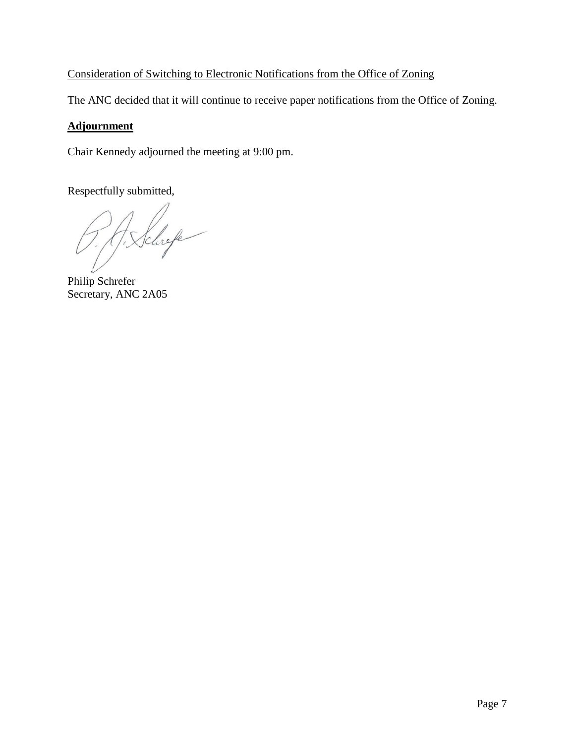Consideration of Switching to Electronic Notifications from the Office of Zoning

The ANC decided that it will continue to receive paper notifications from the Office of Zoning.

**Adjournment**

Chair Kennedy adjourned the meeting at 9:00 pm.

Respectfully submitted,

Philip Schrefer
Secretary, ANC 2A05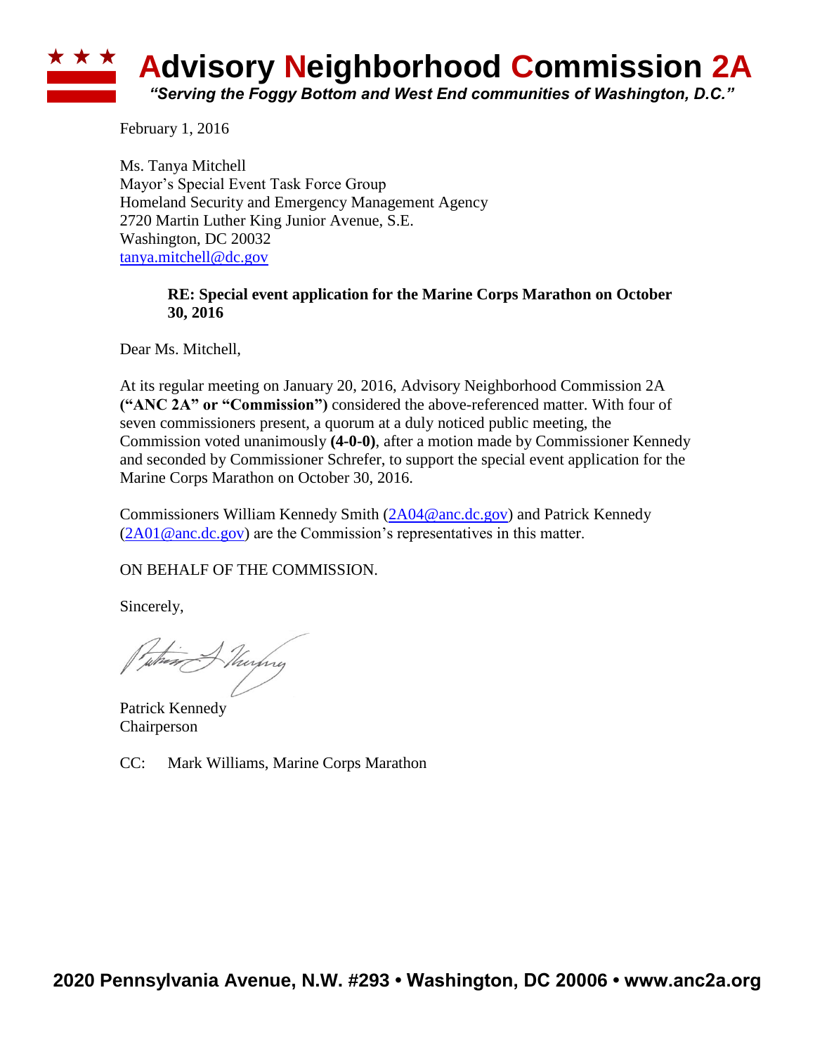# Advisory Neighborhood Commission 2A

*"Serving the Foggy Bottom and West End communities of Washington, D.C."*

February 1, 2016

Ms. Tanya Mitchell
Mayor's Special Event Task Force Group
Homeland Security and Emergency Management Agency
2720 Martin Luther King Junior Avenue, S.E.
Washington, DC 20032
tanya.mitchell@dc.gov

**RE: Special event application for the Marine Corps Marathon on October 30, 2016**

Dear Ms. Mitchell,

At its regular meeting on January 20, 2016, Advisory Neighborhood Commission 2A **("ANC 2A" or "Commission")** considered the above-referenced matter. With four of seven commissioners present, a quorum at a duly noticed public meeting, the Commission voted unanimously **(4-0-0)**, after a motion made by Commissioner Kennedy and seconded by Commissioner Schrefer, to support the special event application for the Marine Corps Marathon on October 30, 2016.

Commissioners William Kennedy Smith (2A04@anc.dc.gov) and Patrick Kennedy (2A01@anc.dc.gov) are the Commission's representatives in this matter.

ON BEHALF OF THE COMMISSION.

Sincerely,

Patrick Kennedy
Chairperson

CC: Mark Williams, Marine Corps Marathon

**2020 Pennsylvania Avenue, N.W. #293 • Washington, DC 20006 • www.anc2a.org**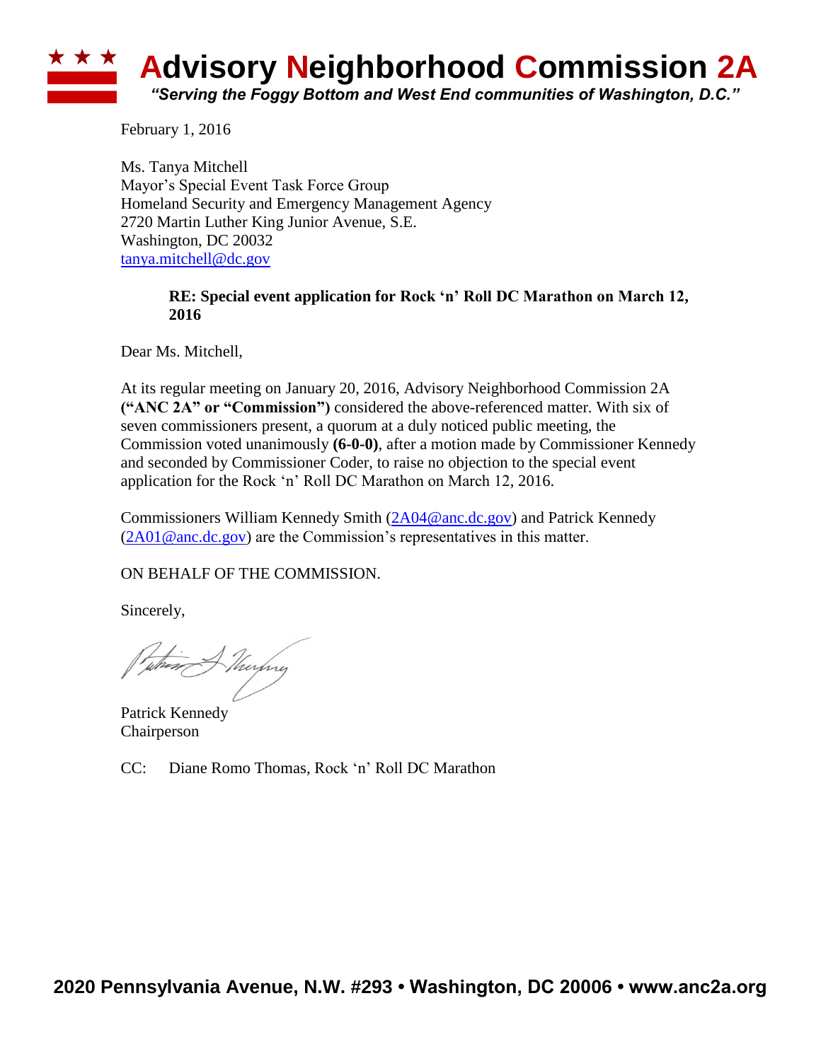# Advisory Neighborhood Commission 2A

*"Serving the Foggy Bottom and West End communities of Washington, D.C."*

February 1, 2016

Ms. Tanya Mitchell
Mayor's Special Event Task Force Group
Homeland Security and Emergency Management Agency
2720 Martin Luther King Junior Avenue, S.E.
Washington, DC 20032
tanya.mitchell@dc.gov

**RE: Special event application for Rock 'n' Roll DC Marathon on March 12, 2016**

Dear Ms. Mitchell,

At its regular meeting on January 20, 2016, Advisory Neighborhood Commission 2A **("ANC 2A" or "Commission")** considered the above-referenced matter. With six of seven commissioners present, a quorum at a duly noticed public meeting, the Commission voted unanimously **(6-0-0)**, after a motion made by Commissioner Kennedy and seconded by Commissioner Coder, to raise no objection to the special event application for the Rock 'n' Roll DC Marathon on March 12, 2016.

Commissioners William Kennedy Smith (2A04@anc.dc.gov) and Patrick Kennedy (2A01@anc.dc.gov) are the Commission's representatives in this matter.

ON BEHALF OF THE COMMISSION.

Sincerely,

Patrick Kennedy
Chairperson

CC: Diane Romo Thomas, Rock 'n' Roll DC Marathon

**2020 Pennsylvania Avenue, N.W. #293 • Washington, DC 20006 • www.anc2a.org**